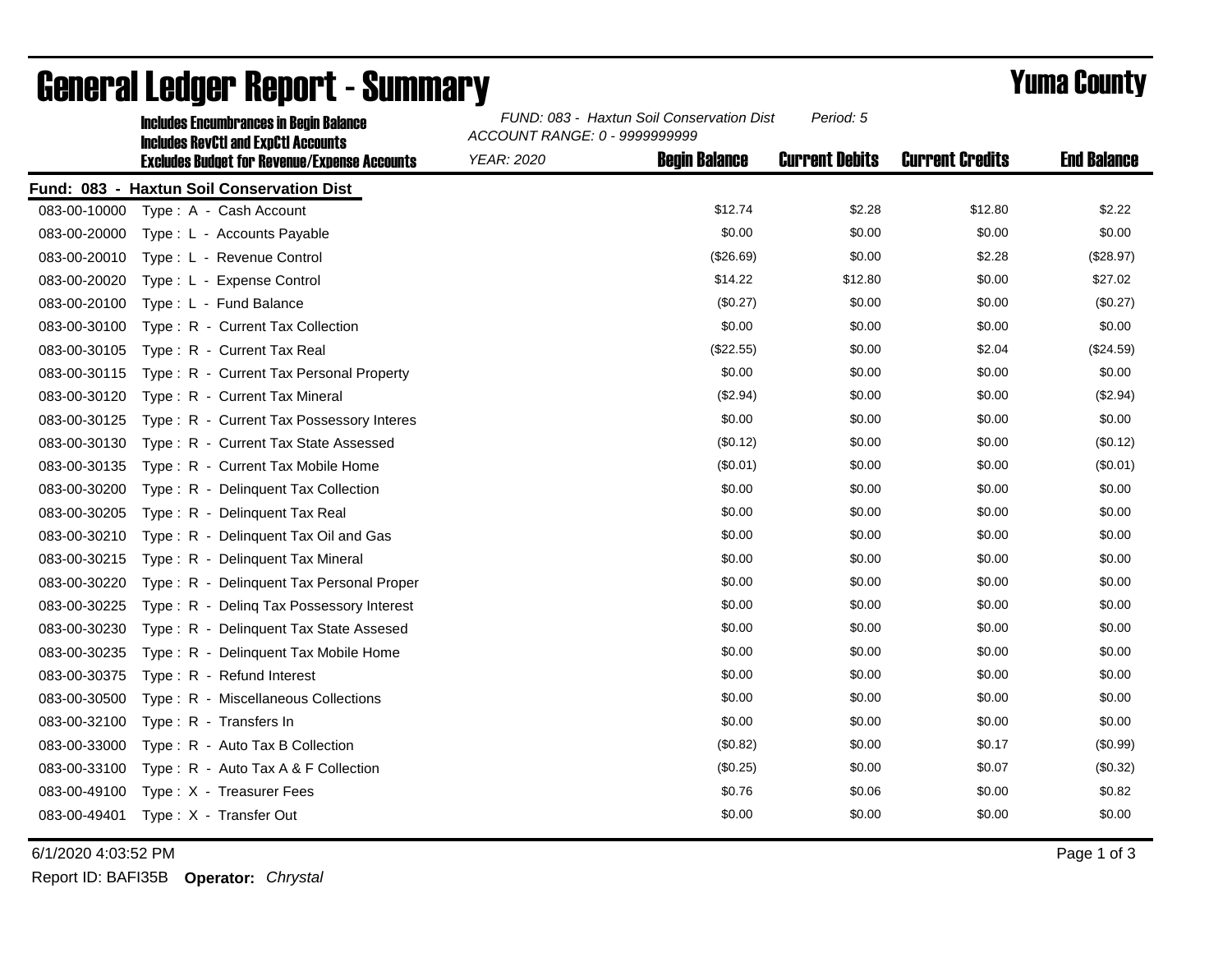# General Ledger Report - Summary

## Yuma County

**Includes Encumbrances in Begin Balance**
**Includes RevCtl and ExpCtl Accounts**
**Excludes Budget for Revenue/Expense Accounts**

*FUND: 083 - Haxtun Soil Conservation Dist* *Period: 5*
*ACCOUNT RANGE: 0 - 9999999999*
*YEAR: 2020*

**Fund: 083 - Haxtun Soil Conservation Dist**

| Account | Description | Begin Balance | Current Debits | Current Credits | End Balance |
|---|---|---|---|---|---|
| 083-00-10000 | Type : A - Cash Account | $12.74 | $2.28 | $12.80 | $2.22 |
| 083-00-20000 | Type : L - Accounts Payable | $0.00 | $0.00 | $0.00 | $0.00 |
| 083-00-20010 | Type : L - Revenue Control | ($26.69) | $0.00 | $2.28 | ($28.97) |
| 083-00-20020 | Type : L - Expense Control | $14.22 | $12.80 | $0.00 | $27.02 |
| 083-00-20100 | Type : L - Fund Balance | ($0.27) | $0.00 | $0.00 | ($0.27) |
| 083-00-30100 | Type : R - Current Tax Collection | $0.00 | $0.00 | $0.00 | $0.00 |
| 083-00-30105 | Type : R - Current Tax Real | ($22.55) | $0.00 | $2.04 | ($24.59) |
| 083-00-30115 | Type : R - Current Tax Personal Property | $0.00 | $0.00 | $0.00 | $0.00 |
| 083-00-30120 | Type : R - Current Tax Mineral | ($2.94) | $0.00 | $0.00 | ($2.94) |
| 083-00-30125 | Type : R - Current Tax Possessory Interes | $0.00 | $0.00 | $0.00 | $0.00 |
| 083-00-30130 | Type : R - Current Tax State Assessed | ($0.12) | $0.00 | $0.00 | ($0.12) |
| 083-00-30135 | Type : R - Current Tax Mobile Home | ($0.01) | $0.00 | $0.00 | ($0.01) |
| 083-00-30200 | Type : R - Delinquent Tax Collection | $0.00 | $0.00 | $0.00 | $0.00 |
| 083-00-30205 | Type : R - Delinquent Tax Real | $0.00 | $0.00 | $0.00 | $0.00 |
| 083-00-30210 | Type : R - Delinquent Tax Oil and Gas | $0.00 | $0.00 | $0.00 | $0.00 |
| 083-00-30215 | Type : R - Delinquent Tax Mineral | $0.00 | $0.00 | $0.00 | $0.00 |
| 083-00-30220 | Type : R - Delinquent Tax Personal Proper | $0.00 | $0.00 | $0.00 | $0.00 |
| 083-00-30225 | Type : R - Delinq Tax Possessory Interest | $0.00 | $0.00 | $0.00 | $0.00 |
| 083-00-30230 | Type : R - Delinquent Tax State Assesed | $0.00 | $0.00 | $0.00 | $0.00 |
| 083-00-30235 | Type : R - Delinquent Tax Mobile Home | $0.00 | $0.00 | $0.00 | $0.00 |
| 083-00-30375 | Type : R - Refund Interest | $0.00 | $0.00 | $0.00 | $0.00 |
| 083-00-30500 | Type : R - Miscellaneous Collections | $0.00 | $0.00 | $0.00 | $0.00 |
| 083-00-32100 | Type : R - Transfers In | $0.00 | $0.00 | $0.00 | $0.00 |
| 083-00-33000 | Type : R - Auto Tax B Collection | ($0.82) | $0.00 | $0.17 | ($0.99) |
| 083-00-33100 | Type : R - Auto Tax A & F Collection | ($0.25) | $0.00 | $0.07 | ($0.32) |
| 083-00-49100 | Type : X - Treasurer Fees | $0.76 | $0.06 | $0.00 | $0.82 |
| 083-00-49401 | Type : X - Transfer Out | $0.00 | $0.00 | $0.00 | $0.00 |

6/1/2020 4:03:52 PM

Report ID: BAFI35B **Operator:** *Chrystal*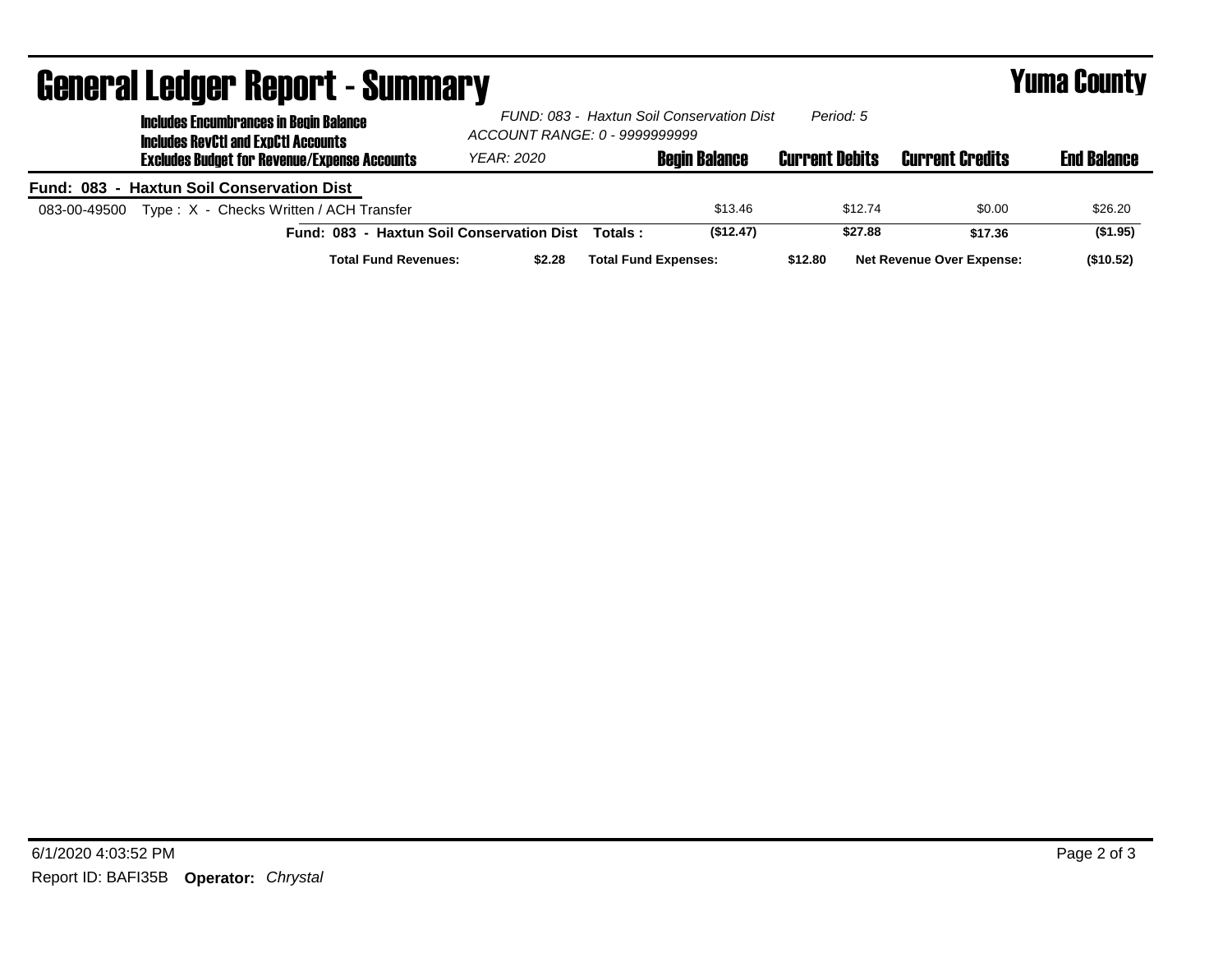# General Ledger Report - Summary

**Yuma County**

**Includes Encumbrances in Begin Balance**
**Includes RevCtl and ExpCtl Accounts**
**Excludes Budget for Revenue/Expense Accounts**

*FUND: 083 - Haxtun Soil Conservation Dist* *Period: 5*
*ACCOUNT RANGE: 0 - 9999999999*
*YEAR: 2020*

**Fund: 083 - Haxtun Soil Conservation Dist**

| Account | Description | Begin Balance | Current Debits | Current Credits | End Balance |
|---|---|---|---|---|---|
| 083-00-49500 | Type : X - Checks Written / ACH Transfer | $13.46 | $12.74 | $0.00 | $26.20 |
| | **Fund: 083 - Haxtun Soil Conservation Dist Totals :** | **($12.47)** | **$27.88** | **$17.36** | **($1.95)** |

**Total Fund Revenues:** **$2.28** **Total Fund Expenses:** **$12.80** **Net Revenue Over Expense:** **($10.52)**

6/1/2020 4:03:52 PM

Report ID: BAFI35B **Operator:** *Chrystal*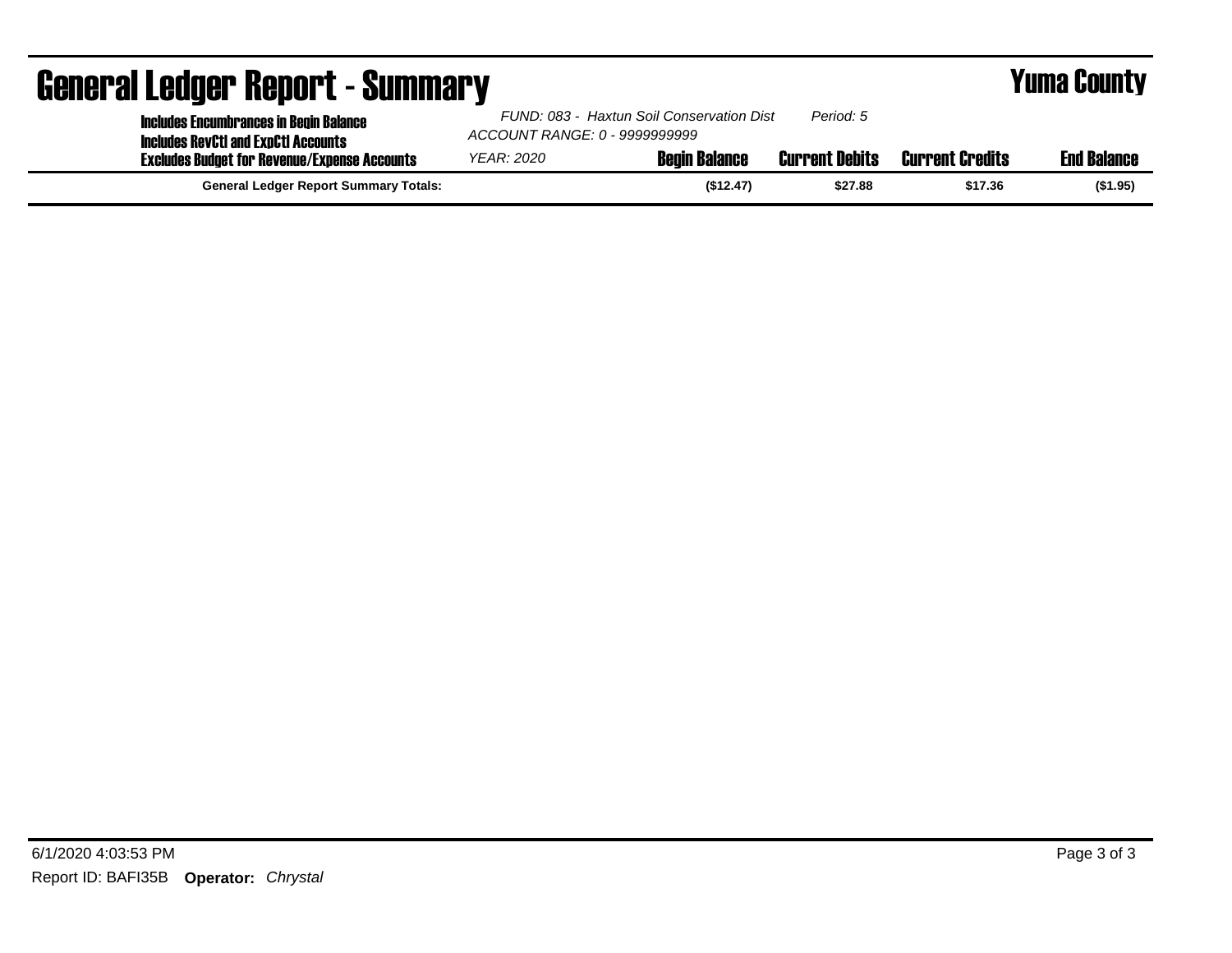# General Ledger Report - Summary

**Yuma County**

Includes Encumbrances in Begin Balance
Includes RevCtl and ExpCtl Accounts
Excludes Budget for Revenue/Expense Accounts

*FUND: 083 - Haxtun Soil Conservation Dist* *Period: 5*
*ACCOUNT RANGE: 0 - 9999999999*
*YEAR: 2020*

| | Begin Balance | Current Debits | Current Credits | End Balance |
|---|---|---|---|---|
| **General Ledger Report Summary Totals:** | **($12.47)** | **$27.88** | **$17.36** | **($1.95)** |

6/1/2020 4:03:53 PM

Report ID: BAFI35B **Operator:** *Chrystal*